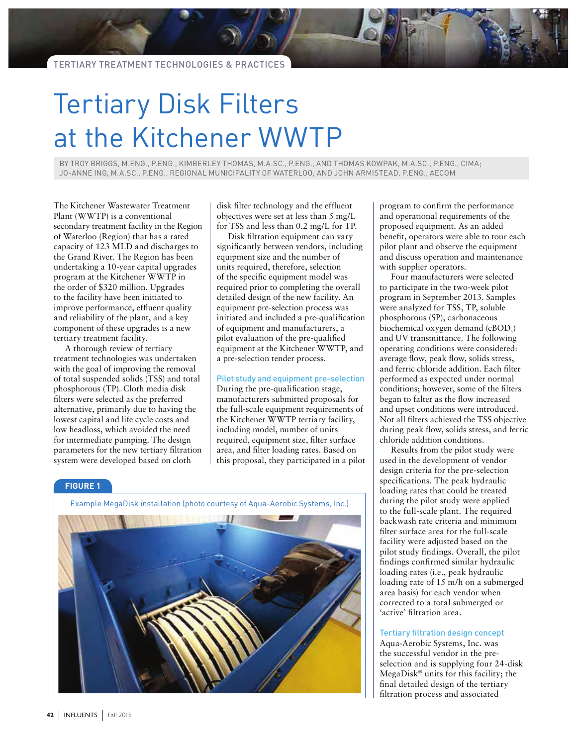TERTIARY TREATMENT TECHNOLOGIES & PRACTICES

# Tertiary Disk Filters at the Kitchener WWTP

BY TROY BRIGGS, M.ENG., P.ENG., KIMBERLEY THOMAS, M.A.SC., P.ENG., AND THOMAS KOWPAK, M.A.SC., P.ENG., CIMA; JO-ANNE ING, M.A.SC., P.ENG., REGIONAL MUNICIPALITY OF WATERLOO; AND JOHN ARMISTEAD, P.ENG., AECOM

The Kitchener Wastewater Treatment Plant (WWTP) is a conventional secondary treatment facility in the Region of Waterloo (Region) that has a rated capacity of 123 MLD and discharges to the Grand River. The Region has been undertaking a 10-year capital upgrades program at the Kitchener WWTP in the order of $320 million. Upgrades to the facility have been initiated to improve performance, effluent quality and reliability of the plant, and a key component of these upgrades is a new tertiary treatment facility.

A thorough review of tertiary treatment technologies was undertaken with the goal of improving the removal of total suspended solids (TSS) and total phosphorous (TP). Cloth media disk filters were selected as the preferred alternative, primarily due to having the lowest capital and life cycle costs and low headloss, which avoided the need for intermediate pumping. The design parameters for the new tertiary filtration system were developed based on cloth disk filter technology and the effluent objectives were set at less than 5 mg/L for TSS and less than 0.2 mg/L for TP.

Disk filtration equipment can vary significantly between vendors, including equipment size and the number of units required, therefore, selection of the specific equipment model was required prior to completing the overall detailed design of the new facility. An equipment pre-selection process was initiated and included a pre-qualification of equipment and manufacturers, a pilot evaluation of the pre-qualified equipment at the Kitchener WWTP, and a pre-selection tender process.

## Pilot study and equipment pre-selection

During the pre-qualification stage, manufacturers submitted proposals for the full-scale equipment requirements of the Kitchener WWTP tertiary facility, including model, number of units required, equipment size, filter surface area, and filter loading rates. Based on this proposal, they participated in a pilot program to confirm the performance and operational requirements of the proposed equipment. As an added benefit, operators were able to tour each pilot plant and observe the equipment and discuss operation and maintenance with supplier operators.

Four manufacturers were selected to participate in the two-week pilot program in September 2013. Samples were analyzed for TSS, TP, soluble phosphorous (SP), carbonaceous biochemical oxygen demand (cBOD$_5$) and UV transmittance. The following operating conditions were considered: average flow, peak flow, solids stress, and ferric chloride addition. Each filter performed as expected under normal conditions; however, some of the filters began to falter as the flow increased and upset conditions were introduced. Not all filters achieved the TSS objective during peak flow, solids stress, and ferric chloride addition conditions.

Results from the pilot study were used in the development of vendor design criteria for the pre-selection specifications. The peak hydraulic loading rates that could be treated during the pilot study were applied to the full-scale plant. The required backwash rate criteria and minimum filter surface area for the full-scale facility were adjusted based on the pilot study findings. Overall, the pilot findings confirmed similar hydraulic loading rates (i.e., peak hydraulic loading rate of 15 m/h on a submerged area basis) for each vendor when corrected to a total submerged or 'active' filtration area.

**FIGURE 1**

Example MegaDisk installation (photo courtesy of Aqua-Aerobic Systems, Inc.)

## Tertiary filtration design concept

Aqua-Aerobic Systems, Inc. was the successful vendor in the pre-selection and is supplying four 24-disk MegaDisk® units for this facility; the final detailed design of the tertiary filtration process and associated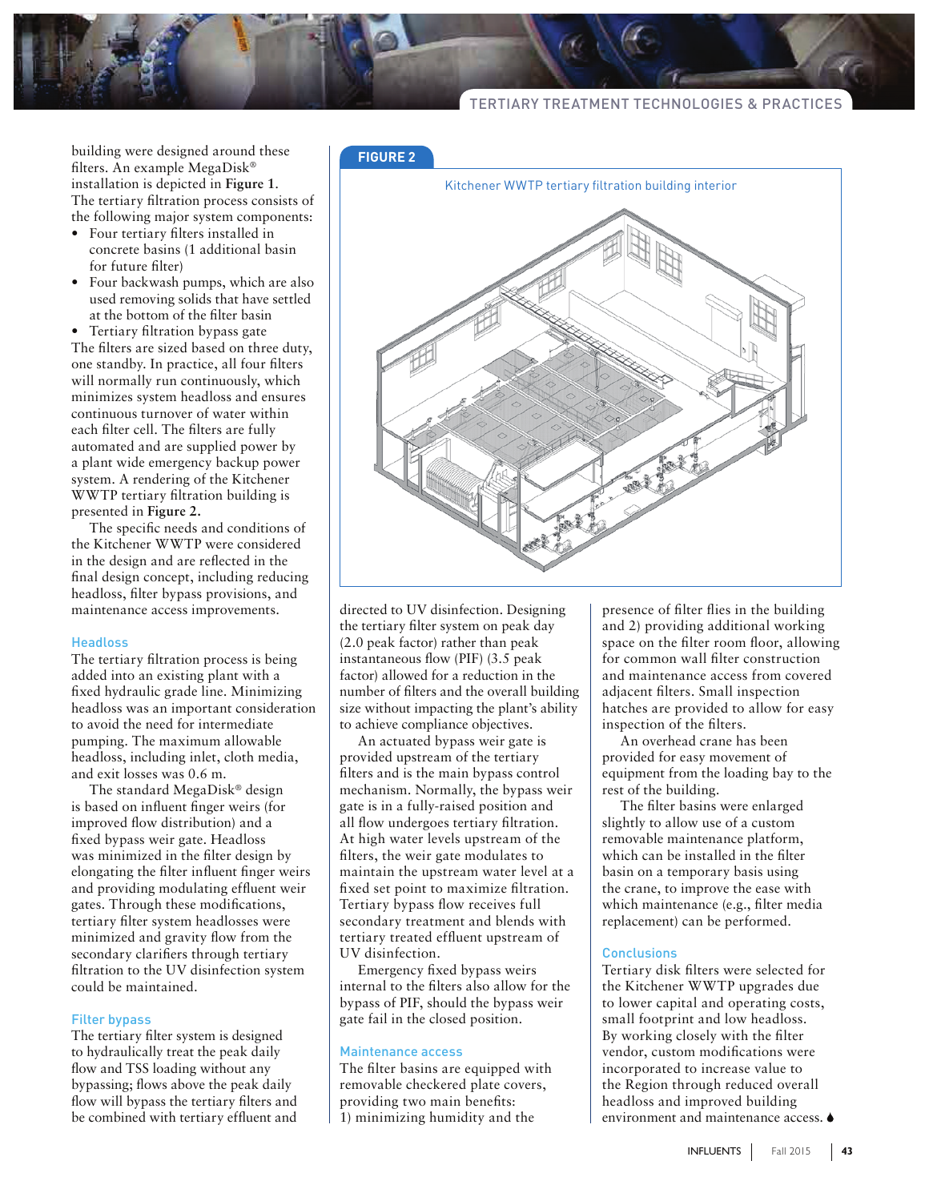building were designed around these filters. An example MegaDisk® installation is depicted in **Figure 1**. The tertiary filtration process consists of the following major system components:

- Four tertiary filters installed in concrete basins (1 additional basin for future filter)
- Four backwash pumps, which are also used removing solids that have settled at the bottom of the filter basin
- Tertiary filtration bypass gate

The filters are sized based on three duty, one standby. In practice, all four filters will normally run continuously, which minimizes system headloss and ensures continuous turnover of water within each filter cell. The filters are fully automated and are supplied power by a plant wide emergency backup power system. A rendering of the Kitchener WWTP tertiary filtration building is presented in **Figure 2.**

The specific needs and conditions of the Kitchener WWTP were considered in the design and are reflected in the final design concept, including reducing headloss, filter bypass provisions, and maintenance access improvements.

### Headloss

The tertiary filtration process is being added into an existing plant with a fixed hydraulic grade line. Minimizing headloss was an important consideration to avoid the need for intermediate pumping. The maximum allowable headloss, including inlet, cloth media, and exit losses was 0.6 m.

The standard MegaDisk® design is based on influent finger weirs (for improved flow distribution) and a fixed bypass weir gate. Headloss was minimized in the filter design by elongating the filter influent finger weirs and providing modulating effluent weir gates. Through these modifications, tertiary filter system headlosses were minimized and gravity flow from the secondary clarifiers through tertiary filtration to the UV disinfection system could be maintained.

### Filter bypass

The tertiary filter system is designed to hydraulically treat the peak daily flow and TSS loading without any bypassing; flows above the peak daily flow will bypass the tertiary filters and be combined with tertiary effluent and directed to UV disinfection. Designing the tertiary filter system on peak day (2.0 peak factor) rather than peak instantaneous flow (PIF) (3.5 peak factor) allowed for a reduction in the number of filters and the overall building size without impacting the plant's ability to achieve compliance objectives.

An actuated bypass weir gate is provided upstream of the tertiary filters and is the main bypass control mechanism. Normally, the bypass weir gate is in a fully-raised position and all flow undergoes tertiary filtration. At high water levels upstream of the filters, the weir gate modulates to maintain the upstream water level at a fixed set point to maximize filtration. Tertiary bypass flow receives full secondary treatment and blends with tertiary treated effluent upstream of UV disinfection.

Emergency fixed bypass weirs internal to the filters also allow for the bypass of PIF, should the bypass weir gate fail in the closed position.

### Maintenance access

The filter basins are equipped with removable checkered plate covers, providing two main benefits: 1) minimizing humidity and the presence of filter flies in the building and 2) providing additional working space on the filter room floor, allowing for common wall filter construction and maintenance access from covered adjacent filters. Small inspection hatches are provided to allow for easy inspection of the filters.

An overhead crane has been provided for easy movement of equipment from the loading bay to the rest of the building.

The filter basins were enlarged slightly to allow use of a custom removable maintenance platform, which can be installed in the filter basin on a temporary basis using the crane, to improve the ease with which maintenance (e.g., filter media replacement) can be performed.

**FIGURE 2**

Kitchener WWTP tertiary filtration building interior

### Conclusions

Tertiary disk filters were selected for the Kitchener WWTP upgrades due to lower capital and operating costs, small footprint and low headloss. By working closely with the filter vendor, custom modifications were incorporated to increase value to the Region through reduced overall headloss and improved building environment and maintenance access.